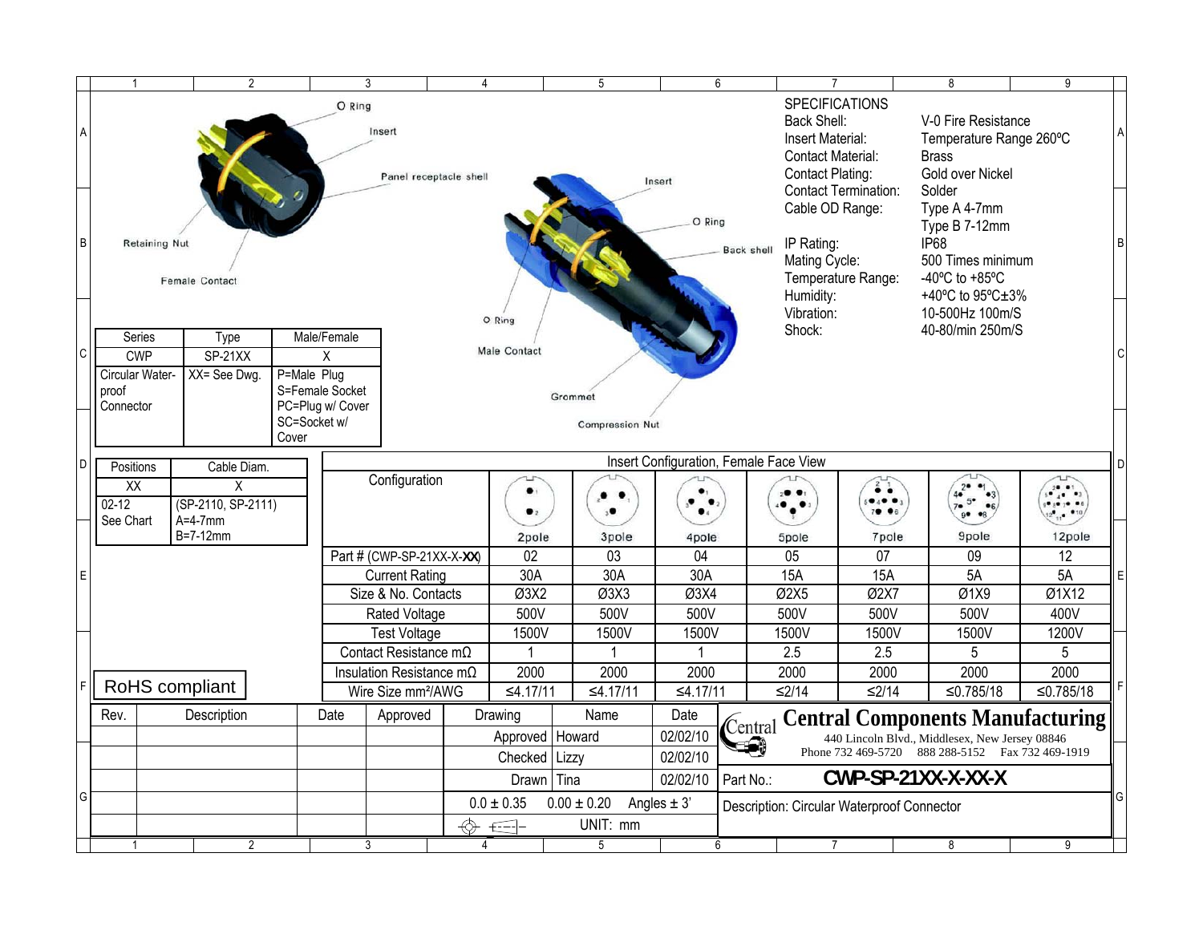## SPECIFICATIONS

| | |
|---|---|
| Back Shell: | V-0 Fire Resistance |
| Insert Material: | Temperature Range 260ºC |
| Contact Material: | Brass |
| Contact Plating: | Gold over Nickel |
| Contact Termination: | Solder |
| Cable OD Range: | Type A 4-7mm<br>Type B 7-12mm |
| IP Rating: | IP68 |
| Mating Cycle: | 500 Times minimum |
| Temperature Range: | -40ºC to +85ºC |
| Humidity: | +40ºC to 95ºC±3% |
| Vibration: | 10-500Hz 100m/S |
| Shock: | 40-80/min 250m/S |

O Ring, Insert, Panel receptacle shell, Retaining Nut, Female Contact

Insert, O Ring, Back shell, O Ring, Male Contact, Grommet, Compression Nut

| Series | Type | Male/Female |
|---|---|---|
| CWP | SP-21XX | X |
| Circular Water-proof Connector | XX= See Dwg. | P=Male Plug<br>S=Female Socket<br>PC=Plug w/ Cover<br>SC=Socket w/ Cover |

| Positions | Cable Diam. |
|---|---|
| XX | X |
| 02-12<br>See Chart | (SP-2110, SP-2111)<br>A=4-7mm<br>B=7-12mm |

### Insert Configuration, Female Face View

| Configuration | 2pole | 3pole | 4pole | 5pole | 7pole | 9pole | 12pole |
|---|---|---|---|---|---|---|---|
| Part # (CWP-SP-21XX-X-**XX**) | 02 | 03 | 04 | 05 | 07 | 09 | 12 |
| Current Rating | 30A | 30A | 30A | 15A | 15A | 5A | 5A |
| Size & No. Contacts | Ø3X2 | Ø3X3 | Ø3X4 | Ø2X5 | Ø2X7 | Ø1X9 | Ø1X12 |
| Rated Voltage | 500V | 500V | 500V | 500V | 500V | 500V | 400V |
| Test Voltage | 1500V | 1500V | 1500V | 1500V | 1500V | 1500V | 1200V |
| Contact Resistance mΩ | 1 | 1 | 1 | 2.5 | 2.5 | 5 | 5 |
| Insulation Resistance mΩ | 2000 | 2000 | 2000 | 2000 | 2000 | 2000 | 2000 |
| Wire Size mm²/AWG | ≤4.17/11 | ≤4.17/11 | ≤4.17/11 | ≤2/14 | ≤2/14 | ≤0.785/18 | ≤0.785/18 |

RoHS compliant

| Rev. | Description | Date | Approved |
|---|---|---|---|
| | | | |

| Drawing | Name | Date |
|---|---|---|
| Approved | Howard | 02/02/10 |
| Checked | Lizzy | 02/02/10 |
| Drawn | Tina | 02/02/10 |

0.0 ± 0.35 0.00 ± 0.20 Angles ± 3'

UNIT: mm

**Central Components Manufacturing**

440 Lincoln Blvd., Middlesex, New Jersey 08846
Phone 732 469-5720 888 288-5152 Fax 732 469-1919

Part No.: **CWP-SP-21XX-X-XX-X**

Description: Circular Waterproof Connector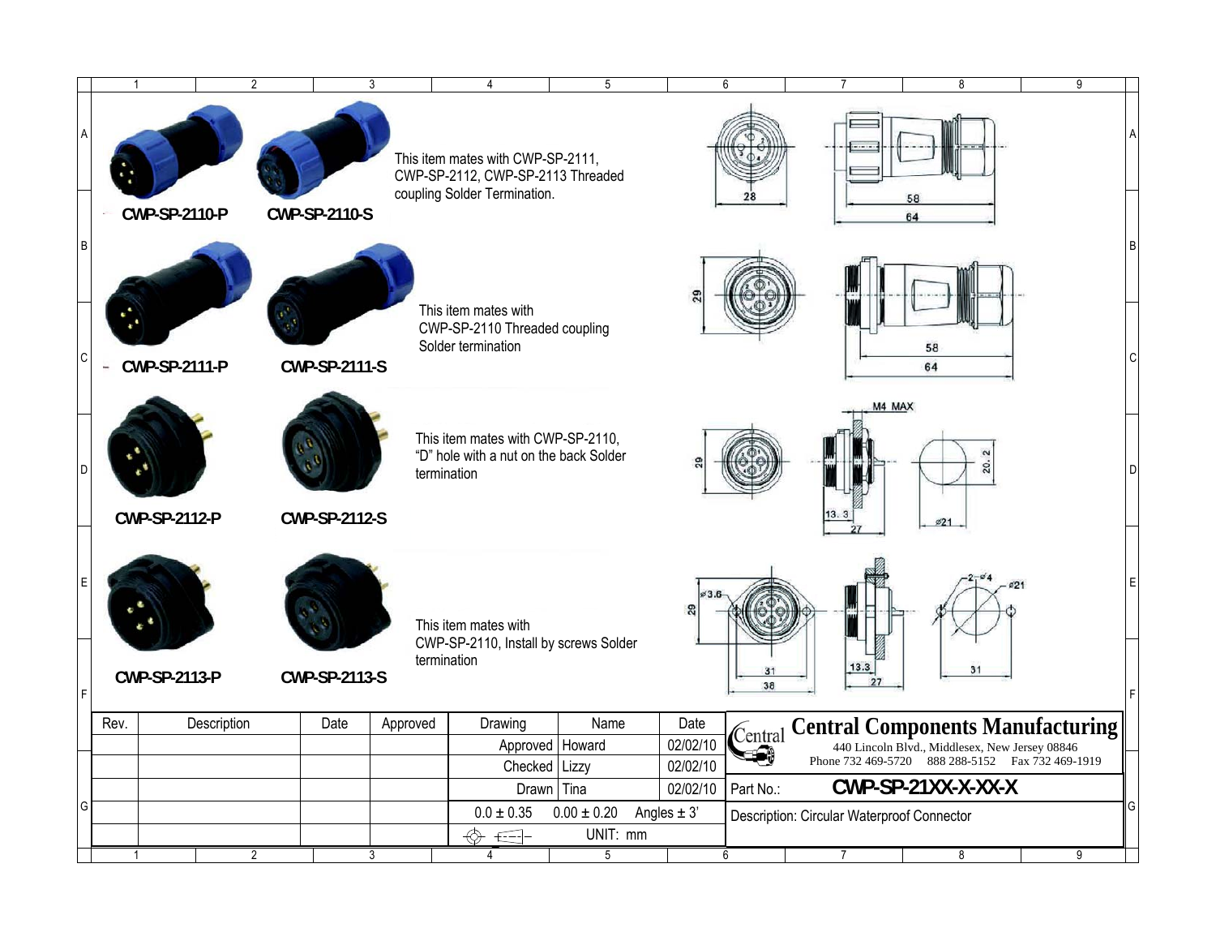**CWP-SP-2110-P** **CWP-SP-2110-S**

This item mates with CWP-SP-2111, CWP-SP-2112, CWP-SP-2113 Threaded coupling Solder Termination.

28

58

64

**CWP-SP-2111-P** **CWP-SP-2111-S**

This item mates with CWP-SP-2110 Threaded coupling Solder termination

29

58

64

**CWP-SP-2112-P** **CWP-SP-2112-S**

This item mates with CWP-SP-2110, "D" hole with a nut on the back Solder termination

M4 MAX

29

13.3

27

20.2

ø21

**CWP-SP-2113-P** **CWP-SP-2113-S**

This item mates with CWP-SP-2110, Install by screws Solder termination

ø3.6

29

31

38

13.3

27

2-ø4

ø21

31

| Rev. | Description | Date | Approved | Drawing | Name | Date |
|---|---|---|---|---|---|---|
| | | | | Approved | Howard | 02/02/10 |
| | | | | Checked | Lizzy | 02/02/10 |
| | | | | Drawn | Tina | 02/02/10 |
| | | | | 0.0 ± 0.35 | 0.00 ± 0.20 | Angles ± 3' |
| | | | | | UNIT: mm | |

**Central Components Manufacturing**

440 Lincoln Blvd., Middlesex, New Jersey 08846

Phone 732 469-5720 888 288-5152 Fax 732 469-1919

Part No.: **CWP-SP-21XX-X-XX-X**

Description: Circular Waterproof Connector